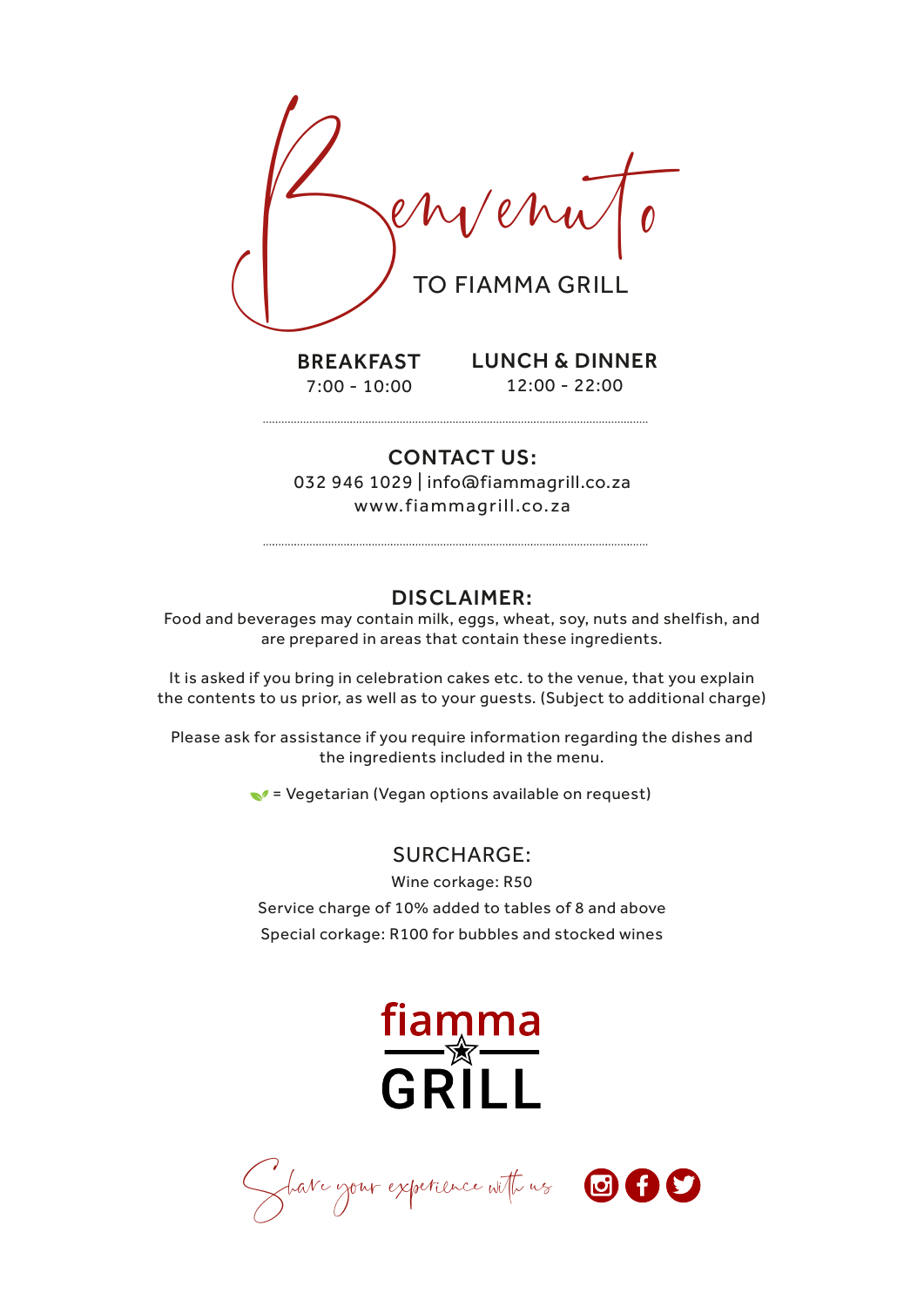# Benvenuto

TO FIAMMA GRILL

**BREAKFAST**
7:00 - 10:00

**LUNCH & DINNER**
12:00 - 22:00

## CONTACT US:

032 946 1029 | info@fiammagrill.co.za
www.fiammagrill.co.za

## DISCLAIMER:

Food and beverages may contain milk, eggs, wheat, soy, nuts and shelfish, and are prepared in areas that contain these ingredients.

It is asked if you bring in celebration cakes etc. to the venue, that you explain the contents to us prior, as well as to your guests. (Subject to additional charge)

Please ask for assistance if you require information regarding the dishes and the ingredients included in the menu.

= Vegetarian (Vegan options available on request)

## SURCHARGE:

Wine corkage: R50

Service charge of 10% added to tables of 8 and above

Special corkage: R100 for bubbles and stocked wines

fiamma GRILL

Share your experience with us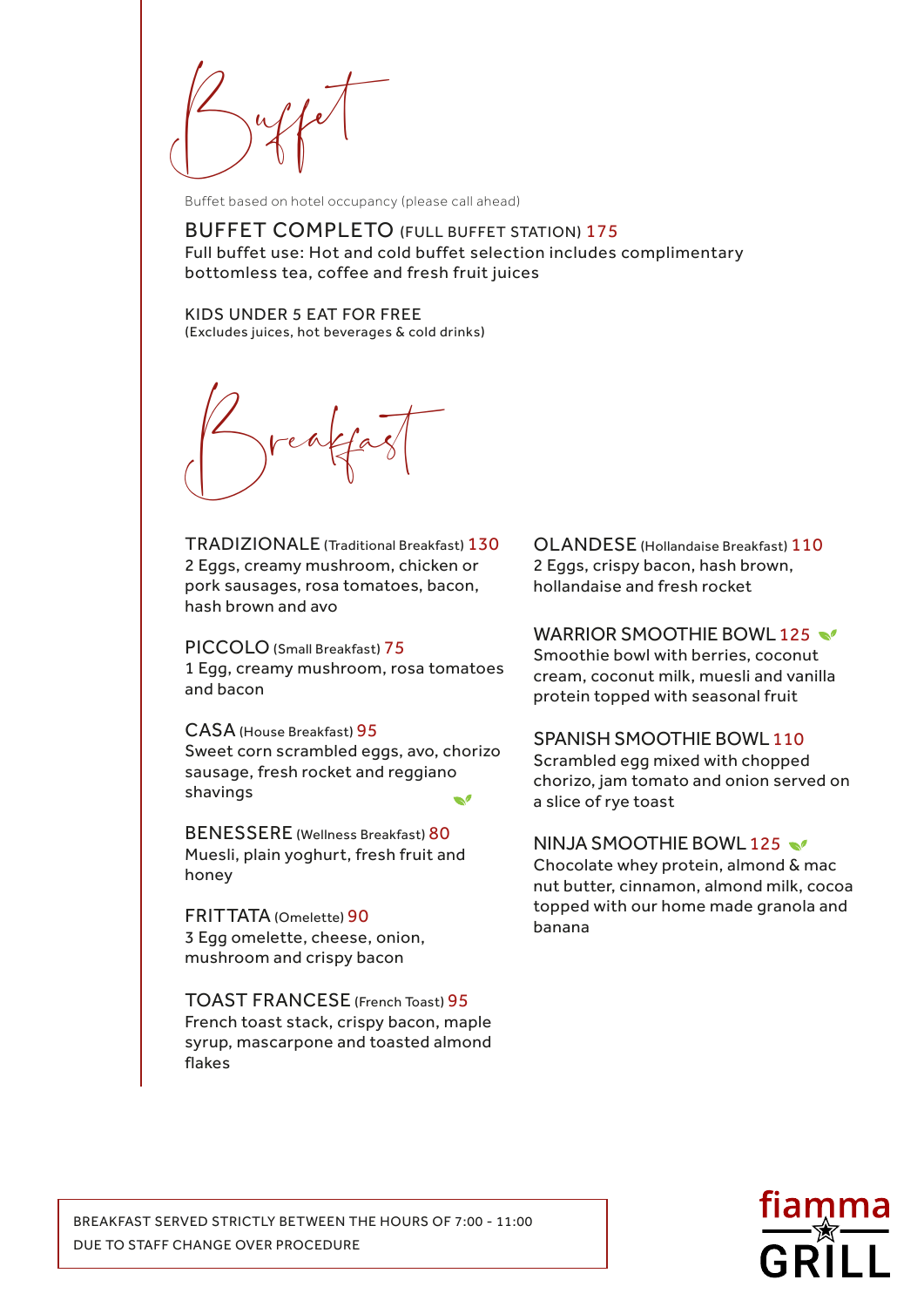# Buffet

Buffet based on hotel occupancy (please call ahead)

**BUFFET COMPLETO** (FULL BUFFET STATION) 175
Full buffet use: Hot and cold buffet selection includes complimentary bottomless tea, coffee and fresh fruit juices

KIDS UNDER 5 EAT FOR FREE
(Excludes juices, hot beverages & cold drinks)

# Breakfast

**TRADIZIONALE** (Traditional Breakfast) 130
2 Eggs, creamy mushroom, chicken or pork sausages, rosa tomatoes, bacon, hash brown and avo

**PICCOLO** (Small Breakfast) 75
1 Egg, creamy mushroom, rosa tomatoes and bacon

**CASA** (House Breakfast) 95
Sweet corn scrambled eggs, avo, chorizo sausage, fresh rocket and reggiano shavings

**BENESSERE** (Wellness Breakfast) 80
Muesli, plain yoghurt, fresh fruit and honey

**FRITTATA** (Omelette) 90
3 Egg omelette, cheese, onion, mushroom and crispy bacon

**TOAST FRANCESE** (French Toast) 95
French toast stack, crispy bacon, maple syrup, mascarpone and toasted almond flakes

**OLANDESE** (Hollandaise Breakfast) 110
2 Eggs, crispy bacon, hash brown, hollandaise and fresh rocket

**WARRIOR SMOOTHIE BOWL** 125
Smoothie bowl with berries, coconut cream, coconut milk, muesli and vanilla protein topped with seasonal fruit

**SPANISH SMOOTHIE BOWL** 110
Scrambled egg mixed with chopped chorizo, jam tomato and onion served on a slice of rye toast

**NINJA SMOOTHIE BOWL** 125
Chocolate whey protein, almond & mac nut butter, cinnamon, almond milk, cocoa topped with our home made granola and banana

BREAKFAST SERVED STRICTLY BETWEEN THE HOURS OF 7:00 - 11:00
DUE TO STAFF CHANGE OVER PROCEDURE

fiamma GRILL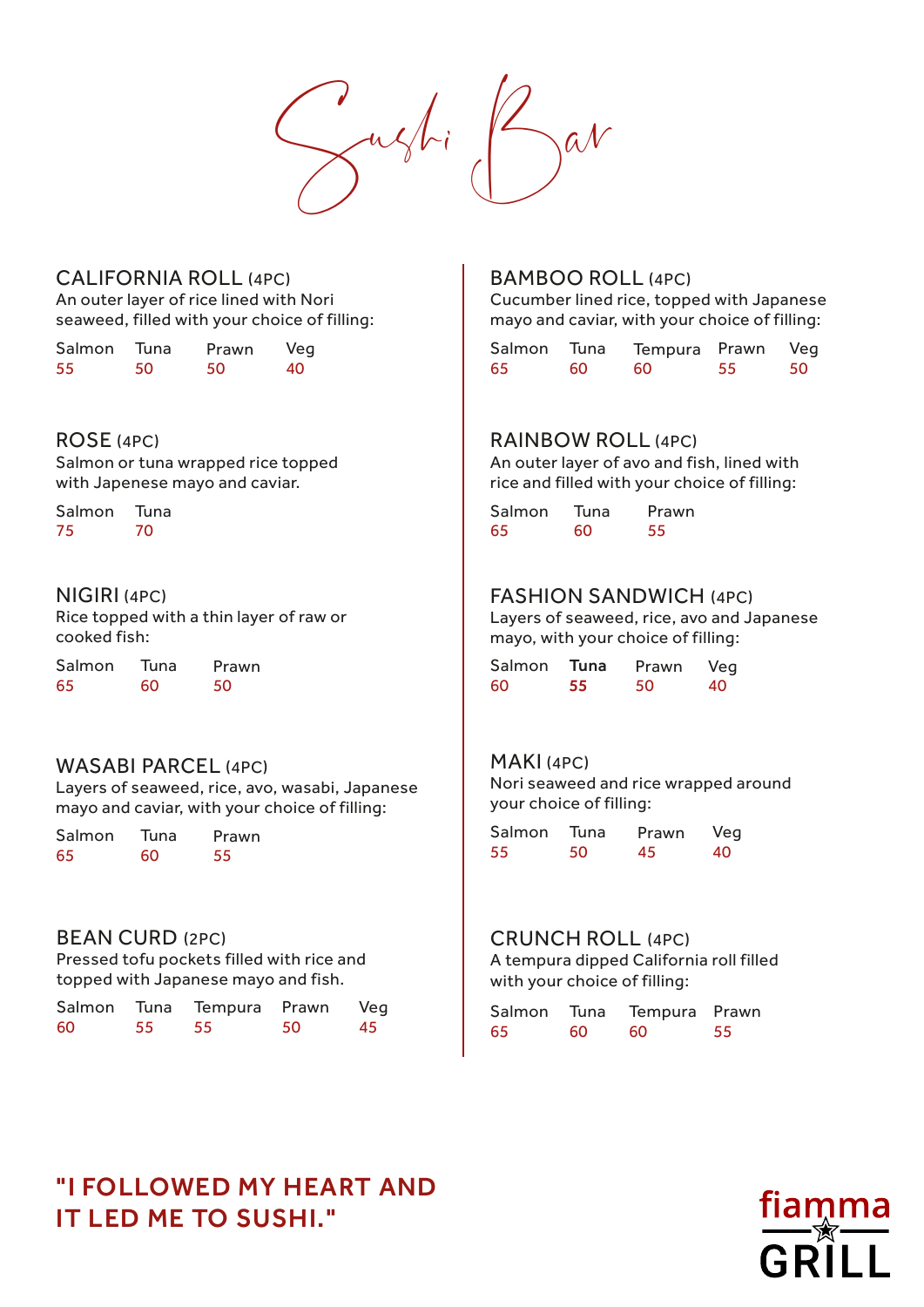# Sushi Bar

## CALIFORNIA ROLL (4PC)

An outer layer of rice lined with Nori seaweed, filled with your choice of filling:

| Salmon | Tuna | Prawn | Veg |
|---|---|---|---|
| 55 | 50 | 50 | 40 |

## ROSE (4PC)

Salmon or tuna wrapped rice topped with Japenese mayo and caviar.

| Salmon | Tuna |
|---|---|
| 75 | 70 |

## NIGIRI (4PC)

Rice topped with a thin layer of raw or cooked fish:

| Salmon | Tuna | Prawn |
|---|---|---|
| 65 | 60 | 50 |

## WASABI PARCEL (4PC)

Layers of seaweed, rice, avo, wasabi, Japanese mayo and caviar, with your choice of filling:

| Salmon | Tuna | Prawn |
|---|---|---|
| 65 | 60 | 55 |

## BEAN CURD (2PC)

Pressed tofu pockets filled with rice and topped with Japanese mayo and fish.

| Salmon | Tuna | Tempura | Prawn | Veg |
|---|---|---|---|---|
| 60 | 55 | 55 | 50 | 45 |

## BAMBOO ROLL (4PC)

Cucumber lined rice, topped with Japanese mayo and caviar, with your choice of filling:

| Salmon | Tuna | Tempura | Prawn | Veg |
|---|---|---|---|---|
| 65 | 60 | 60 | 55 | 50 |

## RAINBOW ROLL (4PC)

An outer layer of avo and fish, lined with rice and filled with your choice of filling:

| Salmon | Tuna | Prawn |
|---|---|---|
| 65 | 60 | 55 |

## FASHION SANDWICH (4PC)

Layers of seaweed, rice, avo and Japanese mayo, with your choice of filling:

| Salmon | Tuna | Prawn | Veg |
|---|---|---|---|
| 60 | 55 | 50 | 40 |

## MAKI (4PC)

Nori seaweed and rice wrapped around your choice of filling:

| Salmon | Tuna | Prawn | Veg |
|---|---|---|---|
| 55 | 50 | 45 | 40 |

## CRUNCH ROLL (4PC)

A tempura dipped California roll filled with your choice of filling:

| Salmon | Tuna | Tempura | Prawn |
|---|---|---|---|
| 65 | 60 | 60 | 55 |

**"I FOLLOWED MY HEART AND IT LED ME TO SUSHI."**

fiamma GRILL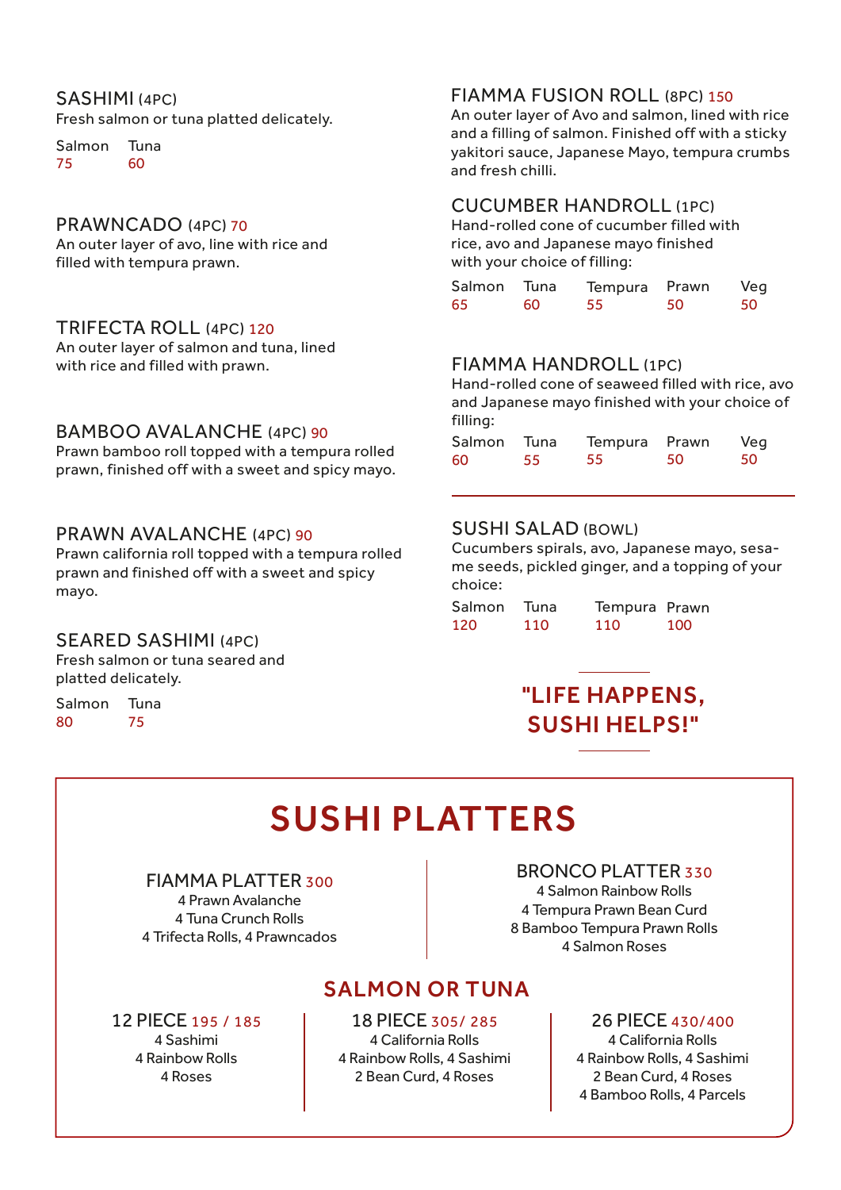### SASHIMI (4PC)

Fresh salmon or tuna platted delicately.

| Salmon | Tuna |
|---|---|
| 75 | 60 |

### PRAWNCADO (4PC) 70

An outer layer of avo, line with rice and filled with tempura prawn.

### TRIFECTA ROLL (4PC) 120

An outer layer of salmon and tuna, lined with rice and filled with prawn.

### BAMBOO AVALANCHE (4PC) 90

Prawn bamboo roll topped with a tempura rolled prawn, finished off with a sweet and spicy mayo.

### PRAWN AVALANCHE (4PC) 90

Prawn california roll topped with a tempura rolled prawn and finished off with a sweet and spicy mayo.

### SEARED SASHIMI (4PC)

Fresh salmon or tuna seared and platted delicately.

| Salmon | Tuna |
|---|---|
| 80 | 75 |

### FIAMMA FUSION ROLL (8PC) 150

An outer layer of Avo and salmon, lined with rice and a filling of salmon. Finished off with a sticky yakitori sauce, Japanese Mayo, tempura crumbs and fresh chilli.

### CUCUMBER HANDROLL (1PC)

Hand-rolled cone of cucumber filled with rice, avo and Japanese mayo finished with your choice of filling:

| Salmon | Tuna | Tempura | Prawn | Veg |
|---|---|---|---|---|
| 65 | 60 | 55 | 50 | 50 |

### FIAMMA HANDROLL (1PC)

Hand-rolled cone of seaweed filled with rice, avo and Japanese mayo finished with your choice of filling:

| Salmon | Tuna | Tempura | Prawn | Veg |
|---|---|---|---|---|
| 60 | 55 | 55 | 50 | 50 |

### SUSHI SALAD (BOWL)

Cucumbers spirals, avo, Japanese mayo, sesame seeds, pickled ginger, and a topping of your choice:

| Salmon | Tuna | Tempura | Prawn |
|---|---|---|---|
| 120 | 110 | 110 | 100 |

**"LIFE HAPPENS, SUSHI HELPS!"**

## SUSHI PLATTERS

### FIAMMA PLATTER 300

4 Prawn Avalanche
4 Tuna Crunch Rolls
4 Trifecta Rolls, 4 Prawncados

### BRONCO PLATTER 330

4 Salmon Rainbow Rolls
4 Tempura Prawn Bean Curd
8 Bamboo Tempura Prawn Rolls
4 Salmon Roses

## SALMON OR TUNA

### 12 PIECE 195 / 185

4 Sashimi
4 Rainbow Rolls
4 Roses

### 18 PIECE 305/ 285

4 California Rolls
4 Rainbow Rolls, 4 Sashimi
2 Bean Curd, 4 Roses

### 26 PIECE 430/400

4 California Rolls
4 Rainbow Rolls, 4 Sashimi
2 Bean Curd, 4 Roses
4 Bamboo Rolls, 4 Parcels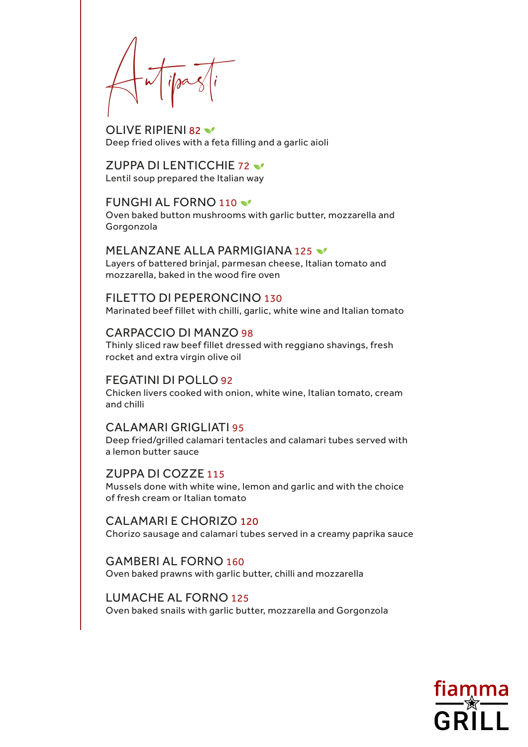# Antipasti

### OLIVE RIPIENI 82
Deep fried olives with a feta filling and a garlic aioli

### ZUPPA DI LENTICCHIE 72
Lentil soup prepared the Italian way

### FUNGHI AL FORNO 110
Oven baked button mushrooms with garlic butter, mozzarella and Gorgonzola

### MELANZANE ALLA PARMIGIANA 125
Layers of battered brinjal, parmesan cheese, Italian tomato and mozzarella, baked in the wood fire oven

### FILETTO DI PEPERONCINO 130
Marinated beef fillet with chilli, garlic, white wine and Italian tomato

### CARPACCIO DI MANZO 98
Thinly sliced raw beef fillet dressed with reggiano shavings, fresh rocket and extra virgin olive oil

### FEGATINI DI POLLO 92
Chicken livers cooked with onion, white wine, Italian tomato, cream and chilli

### CALAMARI GRIGLIATI 95
Deep fried/grilled calamari tentacles and calamari tubes served with a lemon butter sauce

### ZUPPA DI COZZE 115
Mussels done with white wine, lemon and garlic and with the choice of fresh cream or Italian tomato

### CALAMARI E CHORIZO 120
Chorizo sausage and calamari tubes served in a creamy paprika sauce

### GAMBERI AL FORNO 160
Oven baked prawns with garlic butter, chilli and mozzarella

### LUMACHE AL FORNO 125
Oven baked snails with garlic butter, mozzarella and Gorgonzola

fiamma GRILL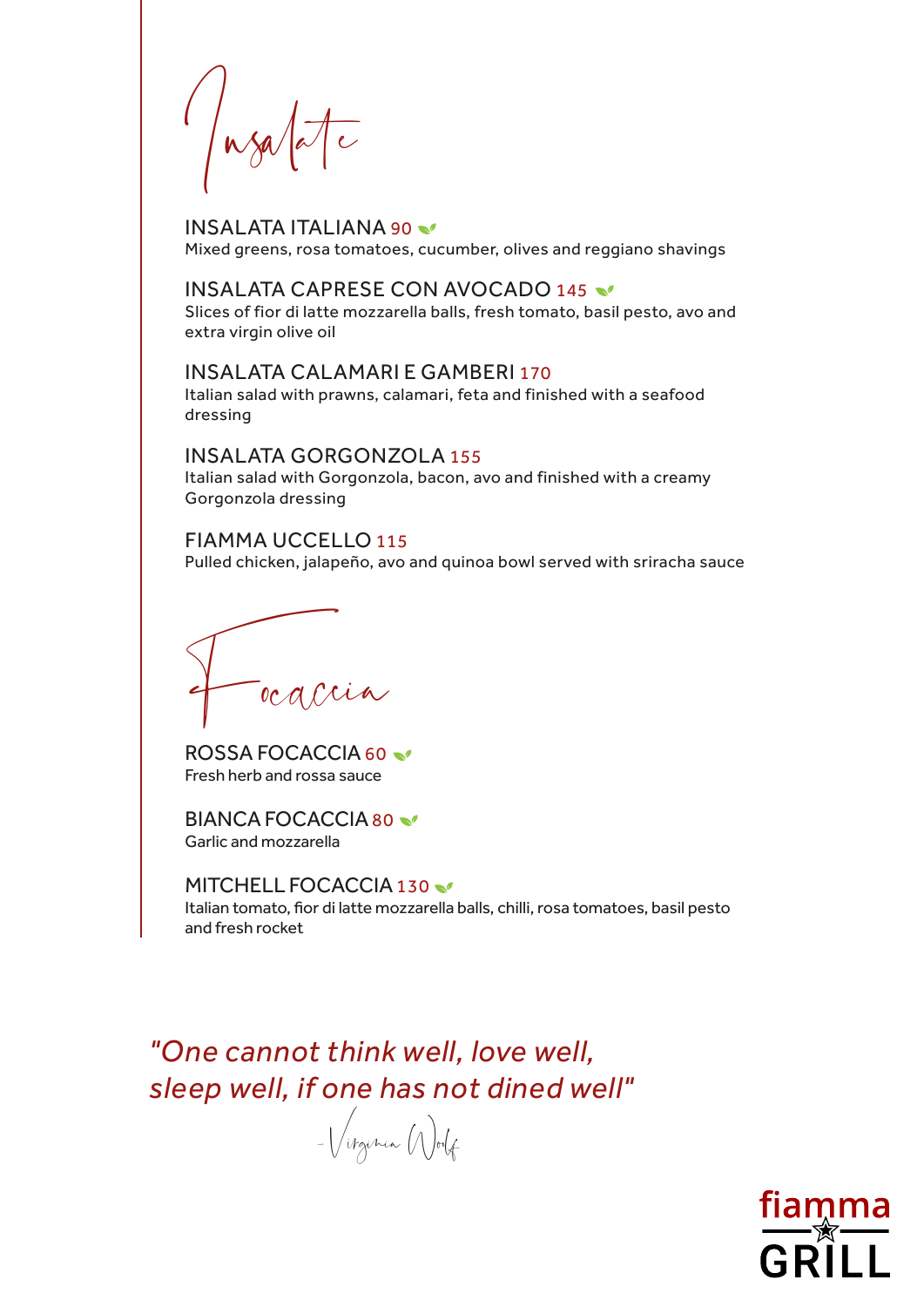# Insalate

**INSALATA ITALIANA** 90
Mixed greens, rosa tomatoes, cucumber, olives and reggiano shavings

**INSALATA CAPRESE CON AVOCADO** 145
Slices of fior di latte mozzarella balls, fresh tomato, basil pesto, avo and extra virgin olive oil

**INSALATA CALAMARI E GAMBERI** 170
Italian salad with prawns, calamari, feta and finished with a seafood dressing

**INSALATA GORGONZOLA** 155
Italian salad with Gorgonzola, bacon, avo and finished with a creamy Gorgonzola dressing

**FIAMMA UCCELLO** 115
Pulled chicken, jalapeño, avo and quinoa bowl served with sriracha sauce

# Focaccia

**ROSSA FOCACCIA** 60
Fresh herb and rossa sauce

**BIANCA FOCACCIA** 80
Garlic and mozzarella

**MITCHELL FOCACCIA** 130
Italian tomato, fior di latte mozzarella balls, chilli, rosa tomatoes, basil pesto and fresh rocket

*"One cannot think well, love well, sleep well, if one has not dined well"*

- Virginia Woolf

fiamma GRILL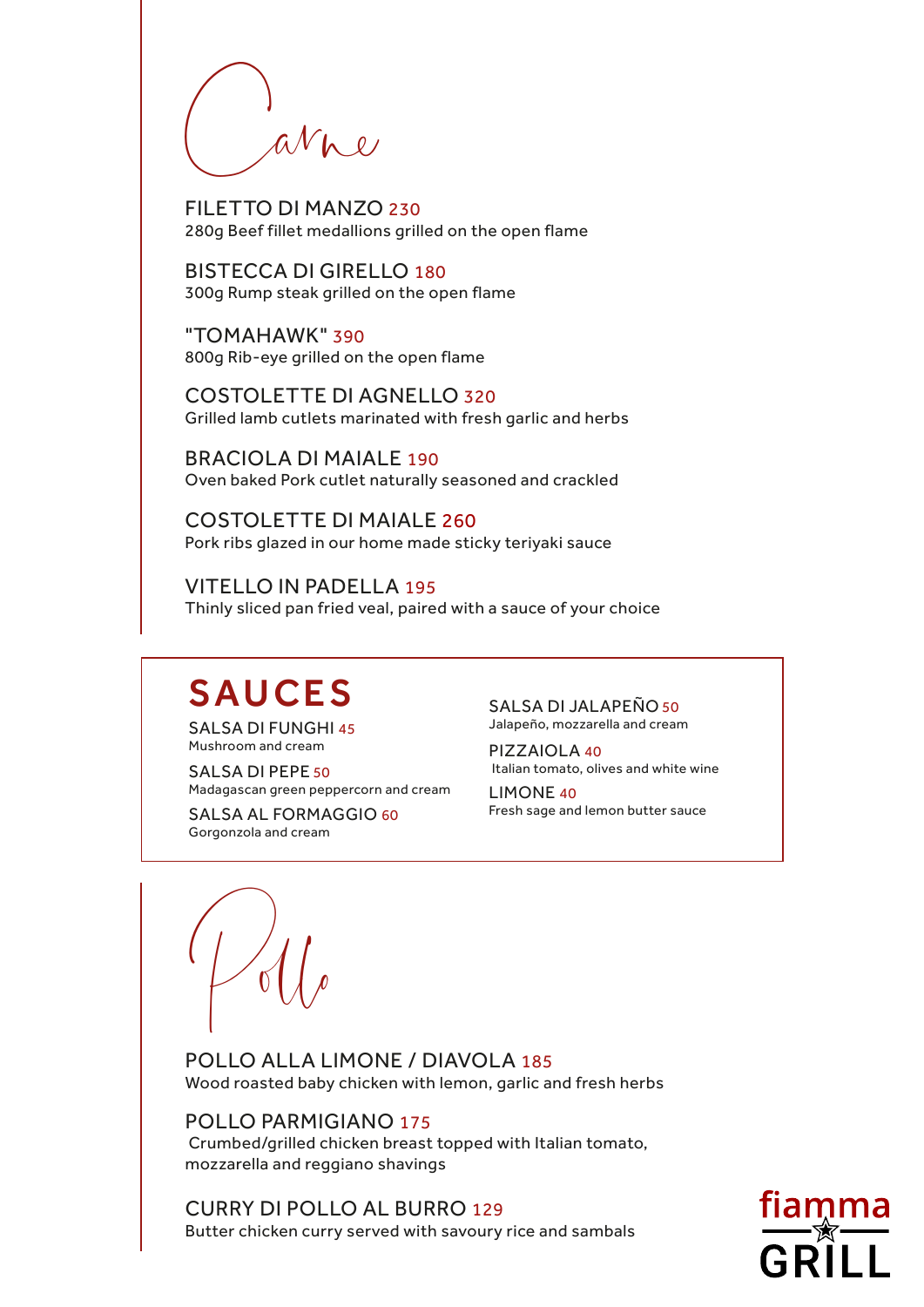# Carne

**FILETTO DI MANZO** 230
280g Beef fillet medallions grilled on the open flame

**BISTECCA DI GIRELLO** 180
300g Rump steak grilled on the open flame

**"TOMAHAWK"** 390
800g Rib-eye grilled on the open flame

**COSTOLETTE DI AGNELLO** 320
Grilled lamb cutlets marinated with fresh garlic and herbs

**BRACIOLA DI MAIALE** 190
Oven baked Pork cutlet naturally seasoned and crackled

**COSTOLETTE DI MAIALE** 260
Pork ribs glazed in our home made sticky teriyaki sauce

**VITELLO IN PADELLA** 195
Thinly sliced pan fried veal, paired with a sauce of your choice

## SAUCES

**SALSA DI FUNGHI** 45
Mushroom and cream

**SALSA DI PEPE** 50
Madagascan green peppercorn and cream

**SALSA AL FORMAGGIO** 60
Gorgonzola and cream

**SALSA DI JALAPEÑO** 50
Jalapeño, mozzarella and cream

**PIZZAIOLA** 40
Italian tomato, olives and white wine

**LIMONE** 40
Fresh sage and lemon butter sauce

# Pollo

**POLLO ALLA LIMONE / DIAVOLA** 185
Wood roasted baby chicken with lemon, garlic and fresh herbs

**POLLO PARMIGIANO** 175
Crumbed/grilled chicken breast topped with Italian tomato, mozzarella and reggiano shavings

**CURRY DI POLLO AL BURRO** 129
Butter chicken curry served with savoury rice and sambals

fiamma GRILL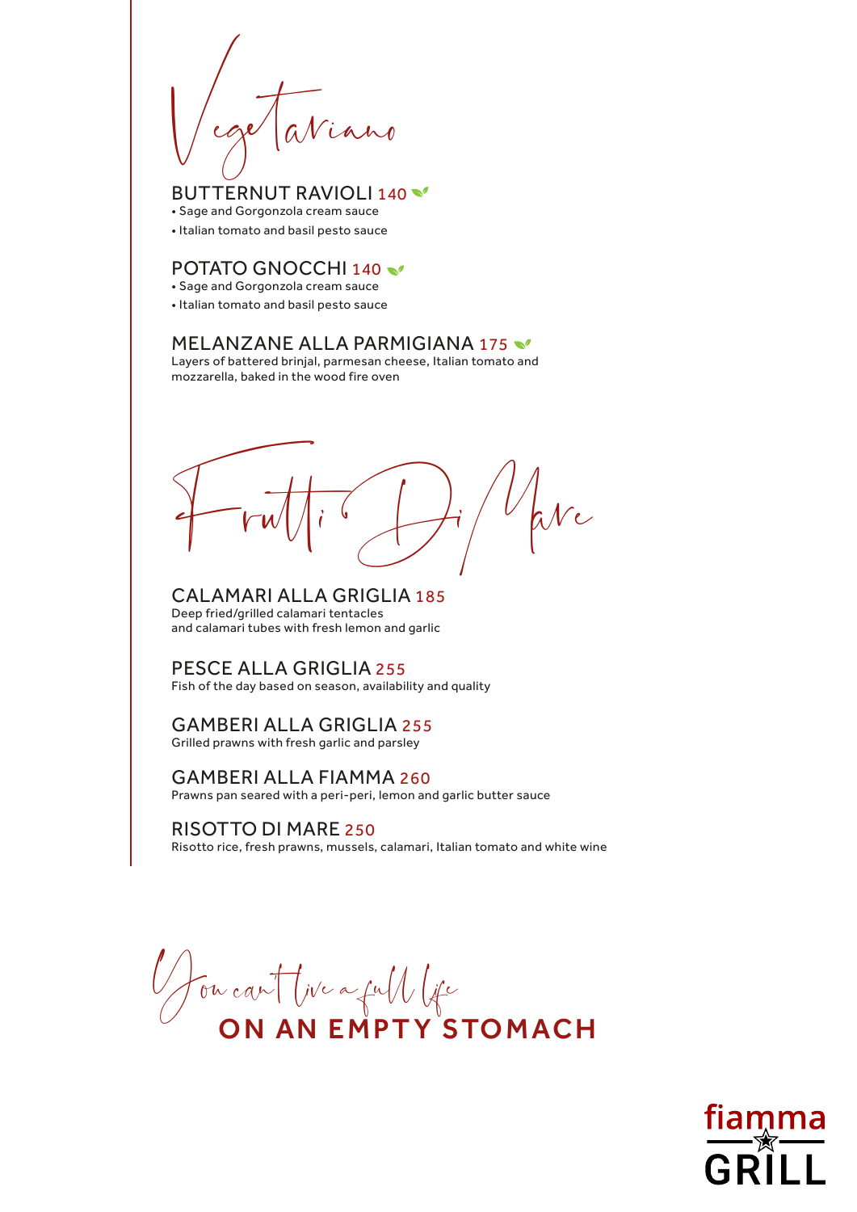# Vegetariano

### BUTTERNUT RAVIOLI 140

- Sage and Gorgonzola cream sauce
- Italian tomato and basil pesto sauce

### POTATO GNOCCHI 140

- Sage and Gorgonzola cream sauce
- Italian tomato and basil pesto sauce

### MELANZANE ALLA PARMIGIANA 175

Layers of battered brinjal, parmesan cheese, Italian tomato and mozzarella, baked in the wood fire oven

# Frutti Di Mare

### CALAMARI ALLA GRIGLIA 185

Deep fried/grilled calamari tentacles and calamari tubes with fresh lemon and garlic

### PESCE ALLA GRIGLIA 255

Fish of the day based on season, availability and quality

### GAMBERI ALLA GRIGLIA 255

Grilled prawns with fresh garlic and parsley

### GAMBERI ALLA FIAMMA 260

Prawns pan seared with a peri-peri, lemon and garlic butter sauce

### RISOTTO DI MARE 250

Risotto rice, fresh prawns, mussels, calamari, Italian tomato and white wine

You can't live a full life
**ON AN EMPTY STOMACH**

fiamma GRILL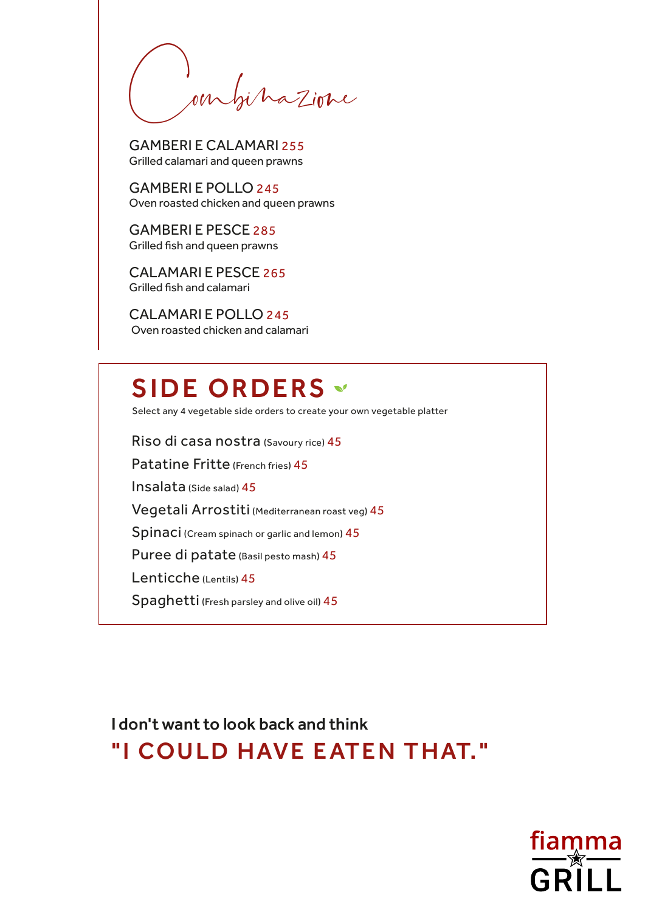# Combinazione

GAMBERI E CALAMARI 255
Grilled calamari and queen prawns

GAMBERI E POLLO 245
Oven roasted chicken and queen prawns

GAMBERI E PESCE 285
Grilled fish and queen prawns

CALAMARI E PESCE 265
Grilled fish and calamari

CALAMARI E POLLO 245
Oven roasted chicken and calamari

## SIDE ORDERS

Select any 4 vegetable side orders to create your own vegetable platter

Riso di casa nostra (Savoury rice) 45

Patatine Fritte (French fries) 45

Insalata (Side salad) 45

Vegetali Arrostiti (Mediterranean roast veg) 45

Spinaci (Cream spinach or garlic and lemon) 45

Puree di patate (Basil pesto mash) 45

Lenticche (Lentils) 45

Spaghetti (Fresh parsley and olive oil) 45

I don't want to look back and think

**"I COULD HAVE EATEN THAT."**

fiamma GRILL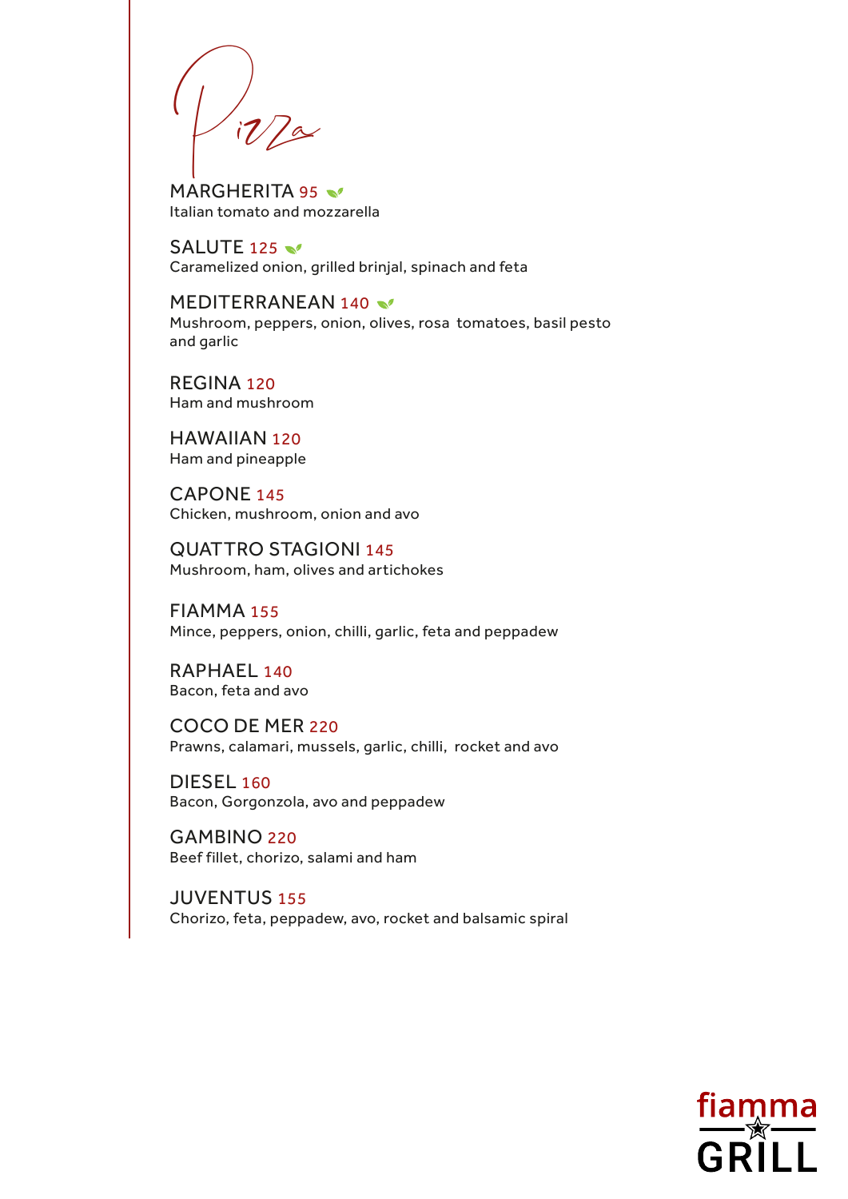# Pizza

**MARGHERITA** 95
Italian tomato and mozzarella

**SALUTE** 125
Caramelized onion, grilled brinjal, spinach and feta

**MEDITERRANEAN** 140
Mushroom, peppers, onion, olives, rosa tomatoes, basil pesto and garlic

**REGINA** 120
Ham and mushroom

**HAWAIIAN** 120
Ham and pineapple

**CAPONE** 145
Chicken, mushroom, onion and avo

**QUATTRO STAGIONI** 145
Mushroom, ham, olives and artichokes

**FIAMMA** 155
Mince, peppers, onion, chilli, garlic, feta and peppadew

**RAPHAEL** 140
Bacon, feta and avo

**COCO DE MER** 220
Prawns, calamari, mussels, garlic, chilli, rocket and avo

**DIESEL** 160
Bacon, Gorgonzola, avo and peppadew

**GAMBINO** 220
Beef fillet, chorizo, salami and ham

**JUVENTUS** 155
Chorizo, feta, peppadew, avo, rocket and balsamic spiral

fiamma GRILL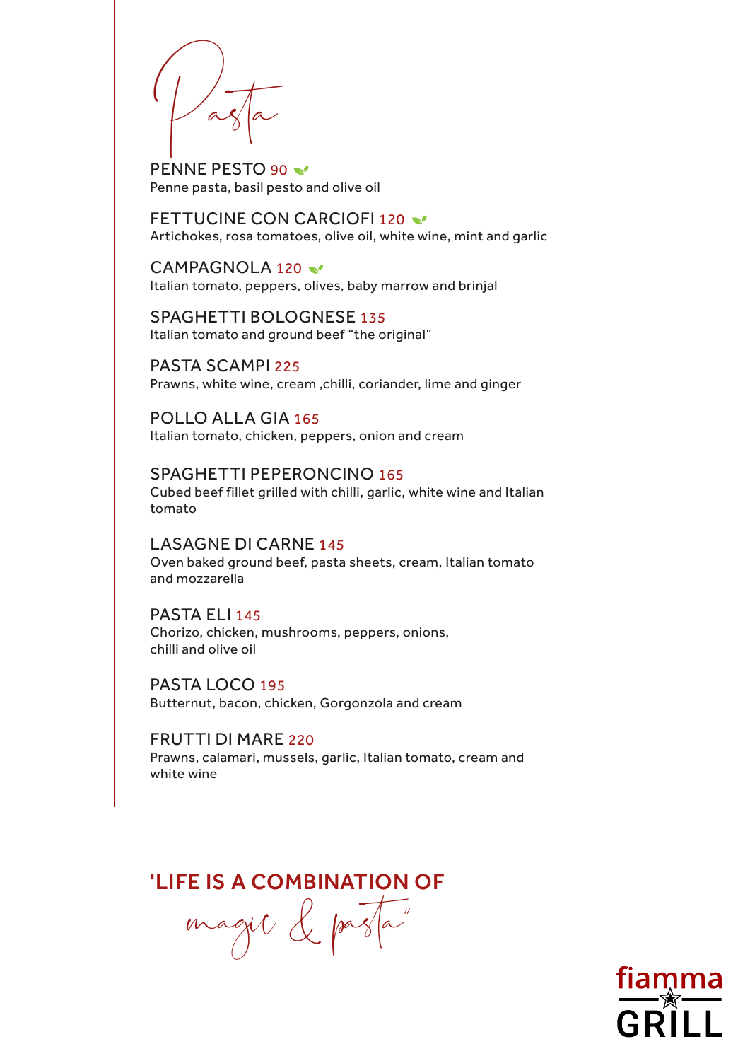# Pasta

**PENNE PESTO** 90

Penne pasta, basil pesto and olive oil

**FETTUCINE CON CARCIOFI** 120

Artichokes, rosa tomatoes, olive oil, white wine, mint and garlic

**CAMPAGNOLA** 120

Italian tomato, peppers, olives, baby marrow and brinjal

**SPAGHETTI BOLOGNESE** 135

Italian tomato and ground beef "the original"

**PASTA SCAMPI** 225

Prawns, white wine, cream ,chilli, coriander, lime and ginger

**POLLO ALLA GIA** 165

Italian tomato, chicken, peppers, onion and cream

**SPAGHETTI PEPERONCINO** 165

Cubed beef fillet grilled with chilli, garlic, white wine and Italian tomato

**LASAGNE DI CARNE** 145

Oven baked ground beef, pasta sheets, cream, Italian tomato and mozzarella

**PASTA ELI** 145

Chorizo, chicken, mushrooms, peppers, onions, chilli and olive oil

**PASTA LOCO** 195

Butternut, bacon, chicken, Gorgonzola and cream

**FRUTTI DI MARE** 220

Prawns, calamari, mussels, garlic, Italian tomato, cream and white wine

**'LIFE IS A COMBINATION OF** *magic & pasta"*

fiamma GRILL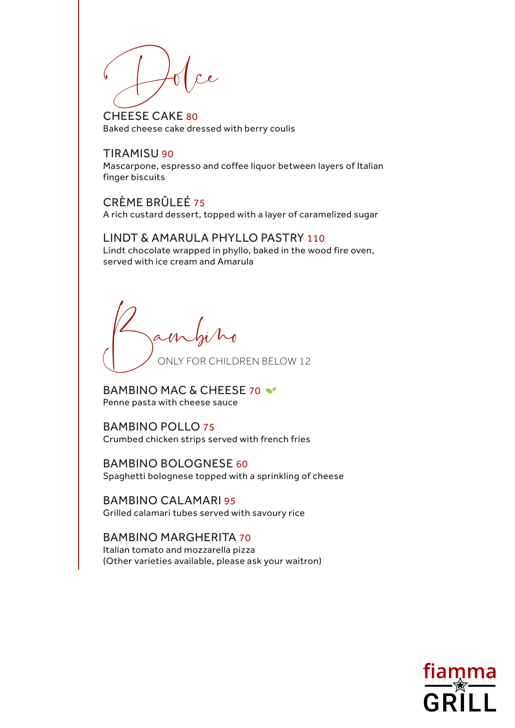## Dolce

**CHEESE CAKE** 80
Baked cheese cake dressed with berry coulis

**TIRAMISU** 90
Mascarpone, espresso and coffee liquor between layers of Italian finger biscuits

**CRÈME BRÛLEÉ** 75
A rich custard dessert, topped with a layer of caramelized sugar

**LINDT & AMARULA PHYLLO PASTRY** 110
Lindt chocolate wrapped in phyllo, baked in the wood fire oven, served with ice cream and Amarula

## Bambino

ONLY FOR CHILDREN BELOW 12

**BAMBINO MAC & CHEESE** 70
Penne pasta with cheese sauce

**BAMBINO POLLO** 75
Crumbed chicken strips served with french fries

**BAMBINO BOLOGNESE** 60
Spaghetti bolognese topped with a sprinkling of cheese

**BAMBINO CALAMARI** 95
Grilled calamari tubes served with savoury rice

**BAMBINO MARGHERITA** 70
Italian tomato and mozzarella pizza
(Other varieties available, please ask your waitron)

fiamma GRILL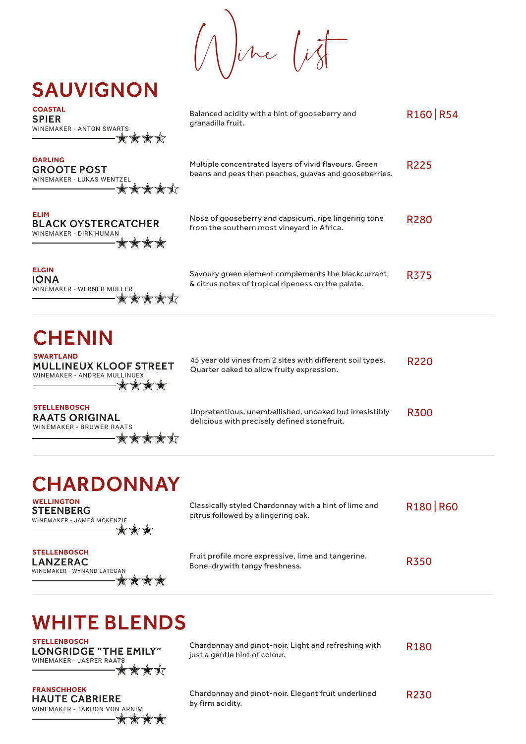# Wine List

## SAUVIGNON

**COASTAL**
**SPIER**
WINEMAKER - ANTON SWARTS
★★★½

Balanced acidity with a hint of gooseberry and granadilla fruit.

R160 | R54

**DARLING**
**GROOTE POST**
WINEMAKER - LUKAS WENTZEL
★★★★½

Multiple concentrated layers of vivid flavours. Green beans and peas then peaches, guavas and gooseberries.

R225

**ELIM**
**BLACK OYSTERCATCHER**
WINEMAKER - DIRK HUMAN
★★★★

Nose of gooseberry and capsicum, ripe lingering tone from the southern most vineyard in Africa.

R280

**ELGIN**
**IONA**
WINEMAKER - WERNER MULLER
★★★★½

Savoury green element complements the blackcurrant & citrus notes of tropical ripeness on the palate.

R375

## CHENIN

**SWARTLAND**
**MULLINEUX KLOOF STREET**
WINEMAKER - ANDREA MULLINUEX
★★★★

45 year old vines from 2 sites with different soil types. Quarter oaked to allow fruity expression.

R220

**STELLENBOSCH**
**RAATS ORIGINAL**
WINEMAKER - BRUWER RAATS
★★★★½

Unpretentious, unembellished, unoaked but irresistibly delicious with precisely defined stonefruit.

R300

## CHARDONNAY

**WELLINGTON**
**STEENBERG**
WINEMAKER - JAMES MCKENZIE
★★★

Classically styled Chardonnay with a hint of lime and citrus followed by a lingering oak.

R180 | R60

**STELLENBOSCH**
**LANZERAC**
WINEMAKER - WYNAND LATEGAN
★★★★

Fruit profile more expressive, lime and tangerine. Bone-drywith tangy freshness.

R350

## WHITE BLENDS

**STELLENBOSCH**
**LONGRIDGE "THE EMILY"**
WINEMAKER - JASPER RAATS
★★★½

Chardonnay and pinot-noir. Light and refreshing with just a gentle hint of colour.

R180

**FRANSCHHOEK**
**HAUTE CABRIERE**
WINEMAKER - TAKUON VON ARNIM
★★★★

Chardonnay and pinot-noir. Elegant fruit underlined by firm acidity.

R230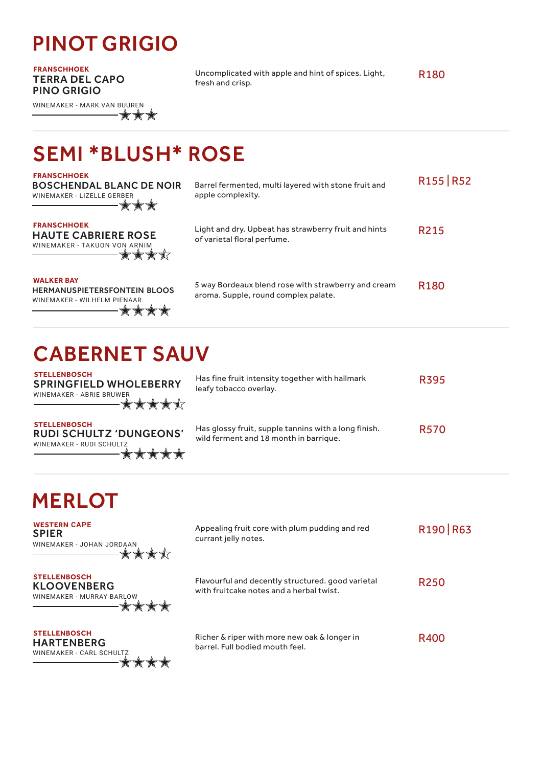# PINOT GRIGIO

**FRANSCHHOEK**
**TERRA DEL CAPO PINO GRIGIO**
WINEMAKER - MARK VAN BUUREN
★★★

Uncomplicated with apple and hint of spices. Light, fresh and crisp.

R180

# SEMI *BLUSH* ROSE

**FRANSCHHOEK**
**BOSCHENDAL BLANC DE NOIR**
WINEMAKER - LIZELLE GERBER
★★★

Barrel fermented, multi layered with stone fruit and apple complexity.

R155 | R52

**FRANSCHHOEK**
**HAUTE CABRIERE ROSE**
WINEMAKER - TAKUON VON ARNIM
★★★½

Light and dry. Upbeat has strawberry fruit and hints of varietal floral perfume.

R215

**WALKER BAY**
**HERMANUSPIETERSFONTEIN BLOOS**
WINEMAKER - WILHELM PIENAAR
★★★★

5 way Bordeaux blend rose with strawberry and cream aroma. Supple, round complex palate.

R180

# CABERNET SAUV

**STELLENBOSCH**
**SPRINGFIELD WHOLEBERRY**
WINEMAKER - ABRIE BRUWER
★★★★½

Has fine fruit intensity together with hallmark leafy tobacco overlay.

R395

**STELLENBOSCH**
**RUDI SCHULTZ 'DUNGEONS'**
WINEMAKER - RUDI SCHULTZ
★★★★★

Has glossy fruit, supple tannins with a long finish. wild ferment and 18 month in barrique.

R570

# MERLOT

**WESTERN CAPE**
**SPIER**
WINEMAKER - JOHAN JORDAAN
★★★½

Appealing fruit core with plum pudding and red currant jelly notes.

R190 | R63

**STELLENBOSCH**
**KLOOVENBERG**
WINEMAKER - MURRAY BARLOW
★★★★

Flavourful and decently structured. good varietal with fruitcake notes and a herbal twist.

R250

**STELLENBOSCH**
**HARTENBERG**
WINEMAKER - CARL SCHULTZ
★★★★

Richer & riper with more new oak & longer in barrel. Full bodied mouth feel.

R400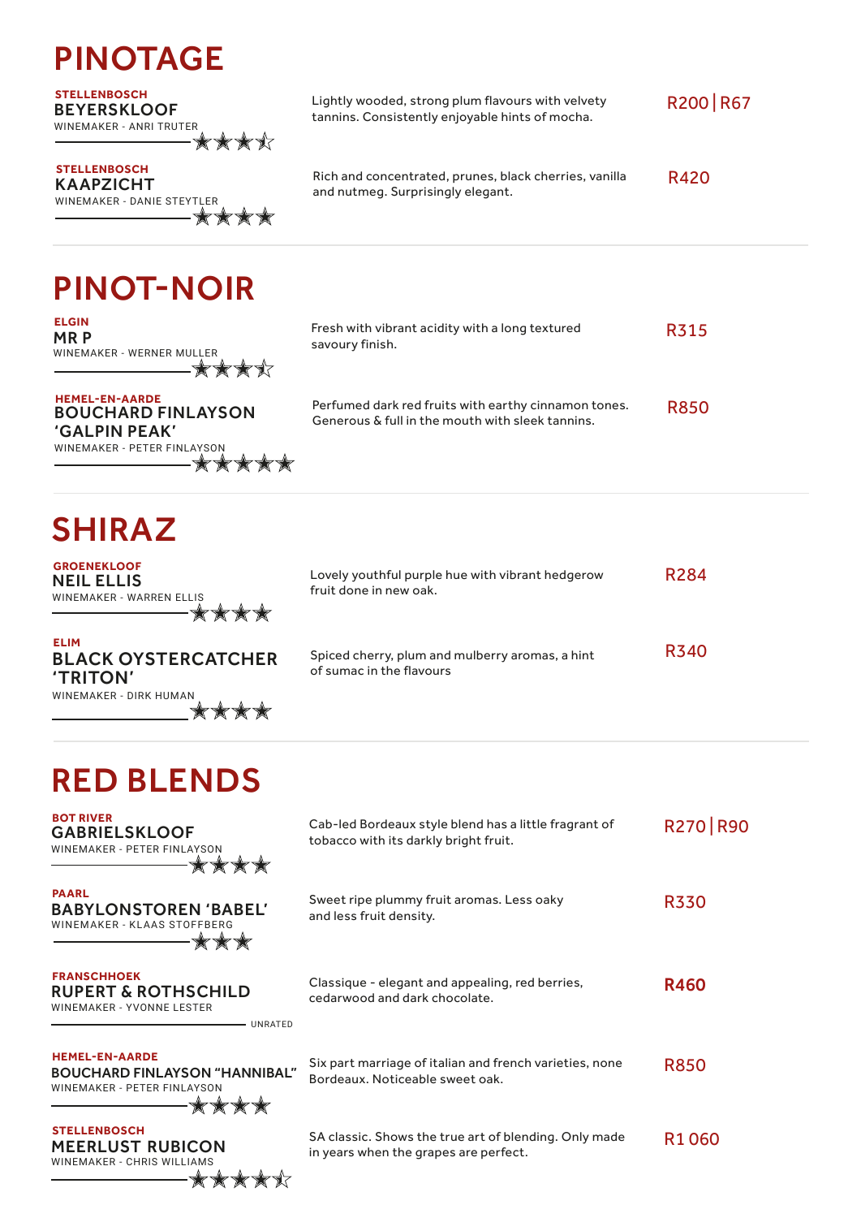# PINOTAGE

**STELLENBOSCH**
**BEYERSKLOOF**
WINEMAKER - ANRI TRUTER
★★★½

Lightly wooded, strong plum flavours with velvety tannins. Consistently enjoyable hints of mocha.

R200 | R67

**STELLENBOSCH**
**KAAPZICHT**
WINEMAKER - DANIE STEYTLER
★★★★

Rich and concentrated, prunes, black cherries, vanilla and nutmeg. Surprisingly elegant.

R420

# PINOT-NOIR

**ELGIN**
**MR P**
WINEMAKER - WERNER MULLER
★★★½

Fresh with vibrant acidity with a long textured savoury finish.

R315

**HEMEL-EN-AARDE**
**BOUCHARD FINLAYSON 'GALPIN PEAK'**
WINEMAKER - PETER FINLAYSON
★★★★★

Perfumed dark red fruits with earthy cinnamon tones. Generous & full in the mouth with sleek tannins.

R850

# SHIRAZ

**GROENEKLOOF**
**NEIL ELLIS**
WINEMAKER - WARREN ELLIS
★★★★

Lovely youthful purple hue with vibrant hedgerow fruit done in new oak.

R284

**ELIM**
**BLACK OYSTERCATCHER 'TRITON'**
WINEMAKER - DIRK HUMAN
★★★★

Spiced cherry, plum and mulberry aromas, a hint of sumac in the flavours

R340

# RED BLENDS

**BOT RIVER**
**GABRIELSKLOOF**
WINEMAKER - PETER FINLAYSON
★★★★

Cab-led Bordeaux style blend has a little fragrant of tobacco with its darkly bright fruit.

R270 | R90

**PAARL**
**BABYLONSTOREN 'BABEL'**
WINEMAKER - KLAAS STOFFBERG
★★★

Sweet ripe plummy fruit aromas. Less oaky and less fruit density.

R330

**FRANSCHHOEK**
**RUPERT & ROTHSCHILD**
WINEMAKER - YVONNE LESTER
UNRATED

Classique - elegant and appealing, red berries, cedarwood and dark chocolate.

**R460**

**HEMEL-EN-AARDE**
**BOUCHARD FINLAYSON "HANNIBAL"**
WINEMAKER - PETER FINLAYSON
★★★★

Six part marriage of italian and french varieties, none Bordeaux. Noticeable sweet oak.

R850

**STELLENBOSCH**
**MEERLUST RUBICON**
WINEMAKER - CHRIS WILLIAMS
★★★★½

SA classic. Shows the true art of blending. Only made in years when the grapes are perfect.

R1 060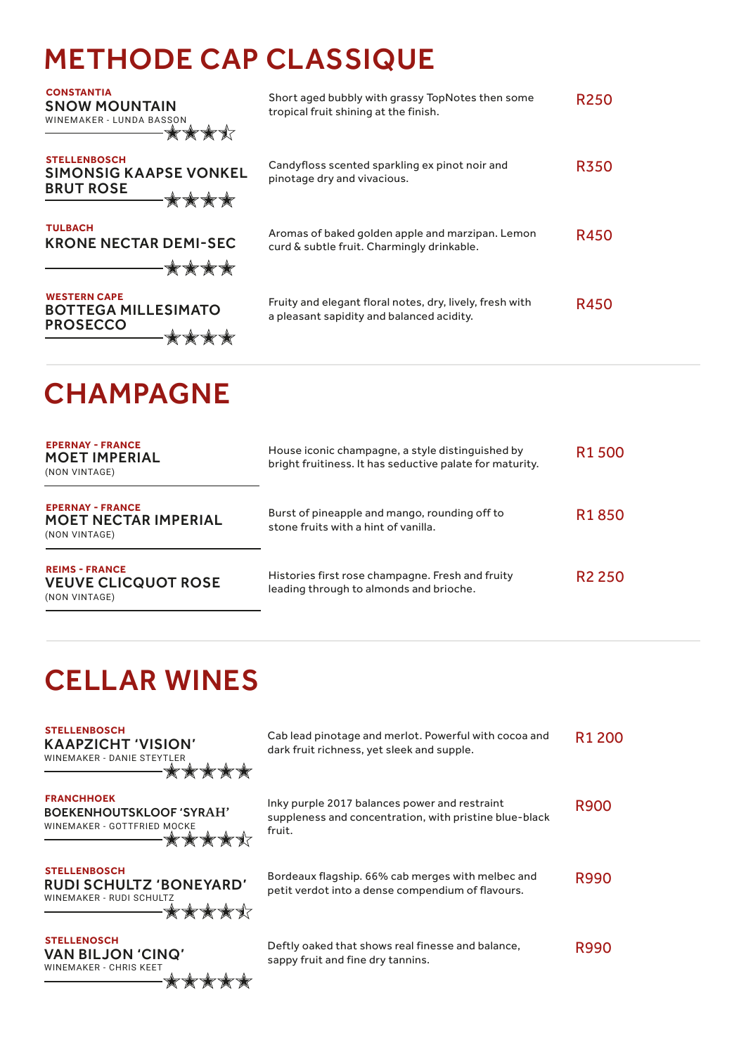# METHODE CAP CLASSIQUE

**CONSTANTIA**
**SNOW MOUNTAIN**
WINEMAKER - LUNDA BASSON
★★★½

Short aged bubbly with grassy TopNotes then some tropical fruit shining at the finish.

R250

**STELLENBOSCH**
**SIMONSIG KAAPSE VONKEL BRUT ROSE**
★★★★

Candyfloss scented sparkling ex pinot noir and pinotage dry and vivacious.

R350

**TULBACH**
**KRONE NECTAR DEMI-SEC**
★★★★

Aromas of baked golden apple and marzipan. Lemon curd & subtle fruit. Charmingly drinkable.

R450

**WESTERN CAPE**
**BOTTEGA MILLESIMATO PROSECCO**
★★★★

Fruity and elegant floral notes, dry, lively, fresh with a pleasant sapidity and balanced acidity.

R450

# CHAMPAGNE

**EPERNAY - FRANCE**
**MOET IMPERIAL**
(NON VINTAGE)

House iconic champagne, a style distinguished by bright fruitiness. It has seductive palate for maturity.

R1 500

**EPERNAY - FRANCE**
**MOET NECTAR IMPERIAL**
(NON VINTAGE)

Burst of pineapple and mango, rounding off to stone fruits with a hint of vanilla.

R1 850

**REIMS - FRANCE**
**VEUVE CLICQUOT ROSE**
(NON VINTAGE)

Histories first rose champagne. Fresh and fruity leading through to almonds and brioche.

R2 250

# CELLAR WINES

**STELLENBOSCH**
**KAAPZICHT 'VISION'**
WINEMAKER - DANIE STEYTLER
★★★★★

Cab lead pinotage and merlot. Powerful with cocoa and dark fruit richness, yet sleek and supple.

R1 200

**FRANCHHOEK**
**BOEKENHOUTSKLOOF 'SYRAH'**
WINEMAKER - GOTTFRIED MOCKE
★★★★½

Inky purple 2017 balances power and restraint suppleness and concentration, with pristine blue-black fruit.

R900

**STELLENBOSCH**
**RUDI SCHULTZ 'BONEYARD'**
WINEMAKER - RUDI SCHULTZ
★★★★½

Bordeaux flagship. 66% cab merges with melbec and petit verdot into a dense compendium of flavours.

R990

**STELLENOSCH**
**VAN BILJON 'CINQ'**
WINEMAKER - CHRIS KEET
★★★★★

Deftly oaked that shows real finesse and balance, sappy fruit and fine dry tannins.

R990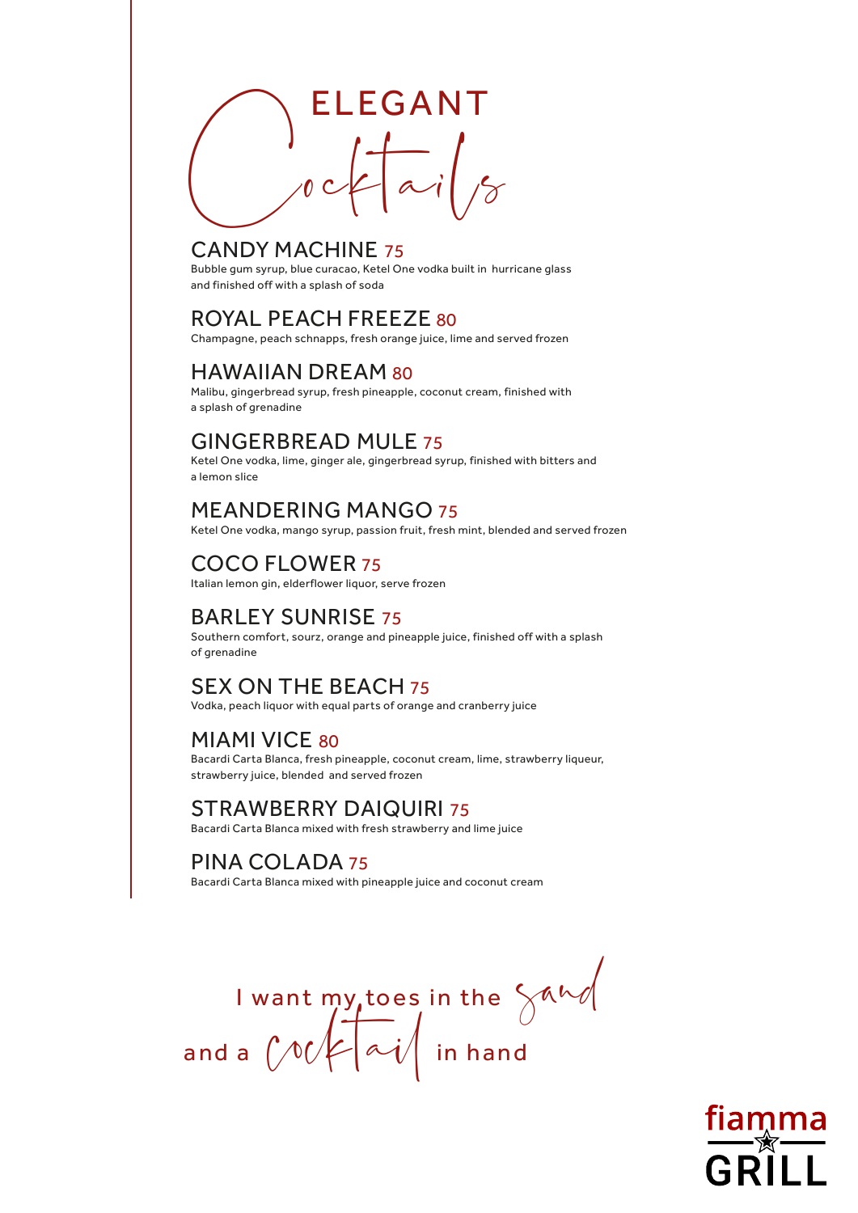# ELEGANT Cocktails

## CANDY MACHINE 75

Bubble gum syrup, blue curacao, Ketel One vodka built in hurricane glass and finished off with a splash of soda

## ROYAL PEACH FREEZE 80

Champagne, peach schnapps, fresh orange juice, lime and served frozen

## HAWAIIAN DREAM 80

Malibu, gingerbread syrup, fresh pineapple, coconut cream, finished with a splash of grenadine

## GINGERBREAD MULE 75

Ketel One vodka, lime, ginger ale, gingerbread syrup, finished with bitters and a lemon slice

## MEANDERING MANGO 75

Ketel One vodka, mango syrup, passion fruit, fresh mint, blended and served frozen

## COCO FLOWER 75

Italian lemon gin, elderflower liquor, serve frozen

## BARLEY SUNRISE 75

Southern comfort, sourz, orange and pineapple juice, finished off with a splash of grenadine

## SEX ON THE BEACH 75

Vodka, peach liquor with equal parts of orange and cranberry juice

## MIAMI VICE 80

Bacardi Carta Blanca, fresh pineapple, coconut cream, lime, strawberry liqueur, strawberry juice, blended and served frozen

## STRAWBERRY DAIQUIRI 75

Bacardi Carta Blanca mixed with fresh strawberry and lime juice

## PINA COLADA 75

Bacardi Carta Blanca mixed with pineapple juice and coconut cream

I want my toes in the sand
and a cocktail in hand

fiamma GRILL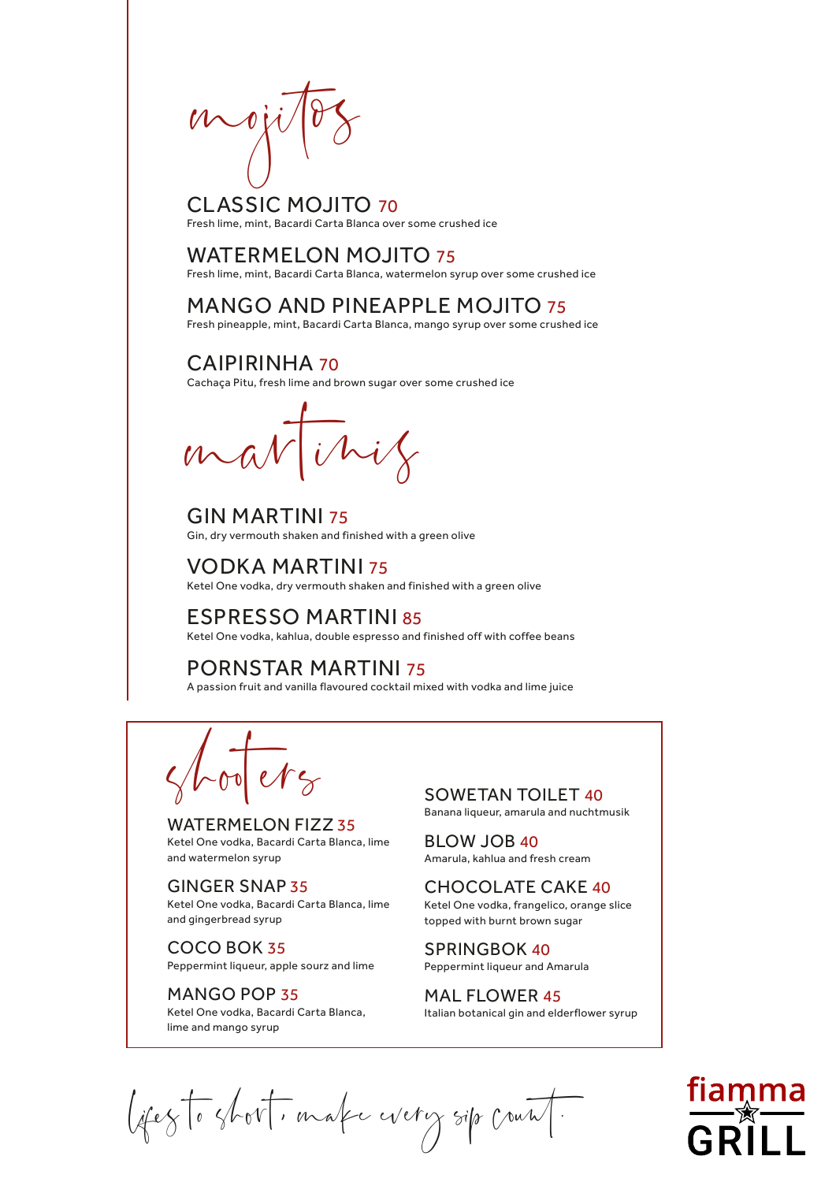# mojitos

### CLASSIC MOJITO 70
Fresh lime, mint, Bacardi Carta Blanca over some crushed ice

### WATERMELON MOJITO 75
Fresh lime, mint, Bacardi Carta Blanca, watermelon syrup over some crushed ice

### MANGO AND PINEAPPLE MOJITO 75
Fresh pineapple, mint, Bacardi Carta Blanca, mango syrup over some crushed ice

### CAIPIRINHA 70
Cachaça Pitu, fresh lime and brown sugar over some crushed ice

# martinis

### GIN MARTINI 75
Gin, dry vermouth shaken and finished with a green olive

### VODKA MARTINI 75
Ketel One vodka, dry vermouth shaken and finished with a green olive

### ESPRESSO MARTINI 85
Ketel One vodka, kahlua, double espresso and finished off with coffee beans

### PORNSTAR MARTINI 75
A passion fruit and vanilla flavoured cocktail mixed with vodka and lime juice

# shooters

### WATERMELON FIZZ 35
Ketel One vodka, Bacardi Carta Blanca, lime and watermelon syrup

### GINGER SNAP 35
Ketel One vodka, Bacardi Carta Blanca, lime and gingerbread syrup

### COCO BOK 35
Peppermint liqueur, apple sourz and lime

### MANGO POP 35
Ketel One vodka, Bacardi Carta Blanca, lime and mango syrup

### SOWETAN TOILET 40
Banana liqueur, amarula and nuchtmusik

### BLOW JOB 40
Amarula, kahlua and fresh cream

### CHOCOLATE CAKE 40
Ketel One vodka, frangelico, orange slice topped with burnt brown sugar

### SPRINGBOK 40
Peppermint liqueur and Amarula

### MAL FLOWER 45
Italian botanical gin and elderflower syrup

*Life's to short, make every sip count.*

fiamma GRILL